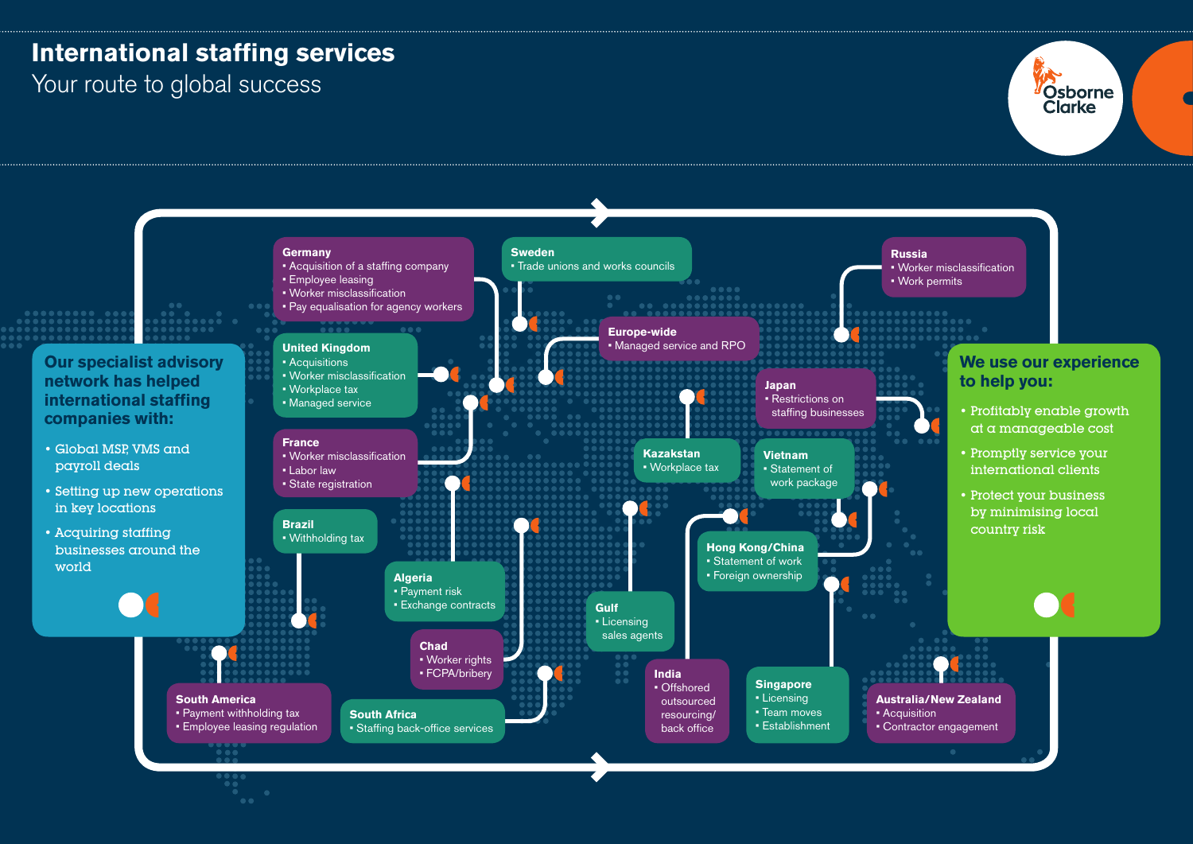# International staffing services

## Your route to global success

Osborne Clarke

### Our specialist advisory network has helped international staffing companies with:

- Global MSP, VMS and payroll deals
- Setting up new operations in key locations
- Acquiring staffing businesses around the world

**Germany**
- Acquisition of a staffing company
- Employee leasing
- Worker misclassification
- Pay equalisation for agency workers

**Sweden**
- Trade unions and works councils

**Russia**
- Worker misclassification
- Work permits

**United Kingdom**
- Acquisitions
- Worker misclassification
- Workplace tax
- Managed service

**Europe-wide**
- Managed service and RPO

**Japan**
- Restrictions on staffing businesses

**France**
- Worker misclassification
- Labor law
- State registration

**Kazakstan**
- Workplace tax

**Vietnam**
- Statement of work package

**Brazil**
- Withholding tax

**Algeria**
- Payment risk
- Exchange contracts

**Hong Kong/China**
- Statement of work
- Foreign ownership

**Gulf**
- Licensing sales agents

**Chad**
- Worker rights
- FCPA/bribery

**India**
- Offshored outsourced resourcing/ back office

**Singapore**
- Licensing
- Team moves
- Establishment

**South America**
- Payment withholding tax
- Employee leasing regulation

**South Africa**
- Staffing back-office services

**Australia/New Zealand**
- Acquisition
- Contractor engagement

### We use our experience to help you:

- Profitably enable growth at a manageable cost
- Promptly service your international clients
- Protect your business by minimising local country risk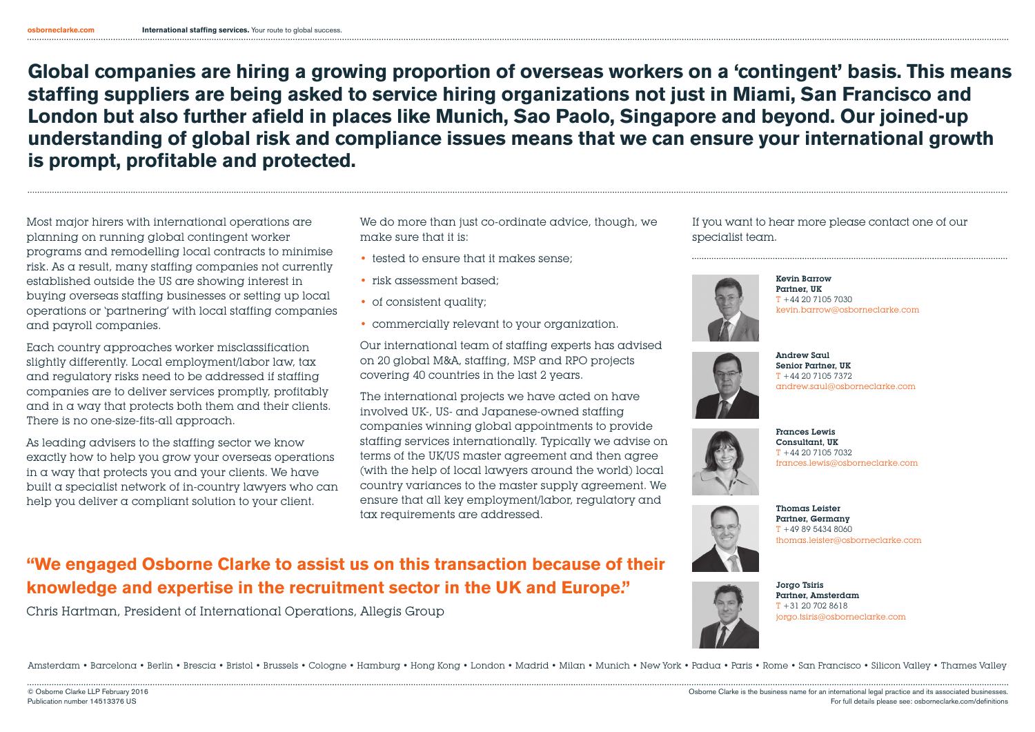**Global companies are hiring a growing proportion of overseas workers on a 'contingent' basis. This means staffing suppliers are being asked to service hiring organizations not just in Miami, San Francisco and London but also further afield in places like Munich, Sao Paolo, Singapore and beyond. Our joined-up understanding of global risk and compliance issues means that we can ensure your international growth is prompt, profitable and protected.**

Most major hirers with international operations are planning on running global contingent worker programs and remodelling local contracts to minimise risk. As a result, many staffing companies not currently established outside the US are showing interest in buying overseas staffing businesses or setting up local operations or 'partnering' with local staffing companies and payroll companies.

Each country approaches worker misclassification slightly differently. Local employment/labor law, tax and regulatory risks need to be addressed if staffing companies are to deliver services promptly, profitably and in a way that protects both them and their clients. There is no one-size-fits-all approach.

As leading advisers to the staffing sector we know exactly how to help you grow your overseas operations in a way that protects you and your clients. We have built a specialist network of in-country lawyers who can help you deliver a compliant solution to your client.

We do more than just co-ordinate advice, though, we make sure that it is:

- tested to ensure that it makes sense;
- risk assessment based;
- of consistent quality;
- commercially relevant to your organization.

Our international team of staffing experts has advised on 20 global M&A, staffing, MSP and RPO projects covering 40 countries in the last 2 years.

The international projects we have acted on have involved UK-, US- and Japanese-owned staffing companies winning global appointments to provide staffing services internationally. Typically we advise on terms of the UK/US master agreement and then agree (with the help of local lawyers around the world) local country variances to the master supply agreement. We ensure that all key employment/labor, regulatory and tax requirements are addressed.

**"We engaged Osborne Clarke to assist us on this transaction because of their knowledge and expertise in the recruitment sector in the UK and Europe."**

Chris Hartman, President of International Operations, Allegis Group

If you want to hear more please contact one of our specialist team.

**Kevin Barrow**
**Partner, UK**
T +44 20 7105 7030
kevin.barrow@osborneclarke.com

**Andrew Saul**
**Senior Partner, UK**
T +44 20 7105 7372
andrew.saul@osborneclarke.com

**Frances Lewis**
**Consultant, UK**
T +44 20 7105 7032
frances.lewis@osborneclarke.com

**Thomas Leister**
**Partner, Germany**
T +49 89 5434 8060
thomas.leister@osborneclarke.com

**Jorgo Tsiris**
**Partner, Amsterdam**
T +31 20 702 8618
jorgo.tsiris@osborneclarke.com

Amsterdam • Barcelona • Berlin • Brescia • Bristol • Brussels • Cologne • Hamburg • Hong Kong • London • Madrid • Milan • Munich • New York • Padua • Paris • Rome • San Francisco • Silicon Valley • Thames Valley

© Osborne Clarke LLP February 2016
Publication number 14513376 US

Osborne Clarke is the business name for an international legal practice and its associated businesses.
For full details please see: osborneclarke.com/definitions